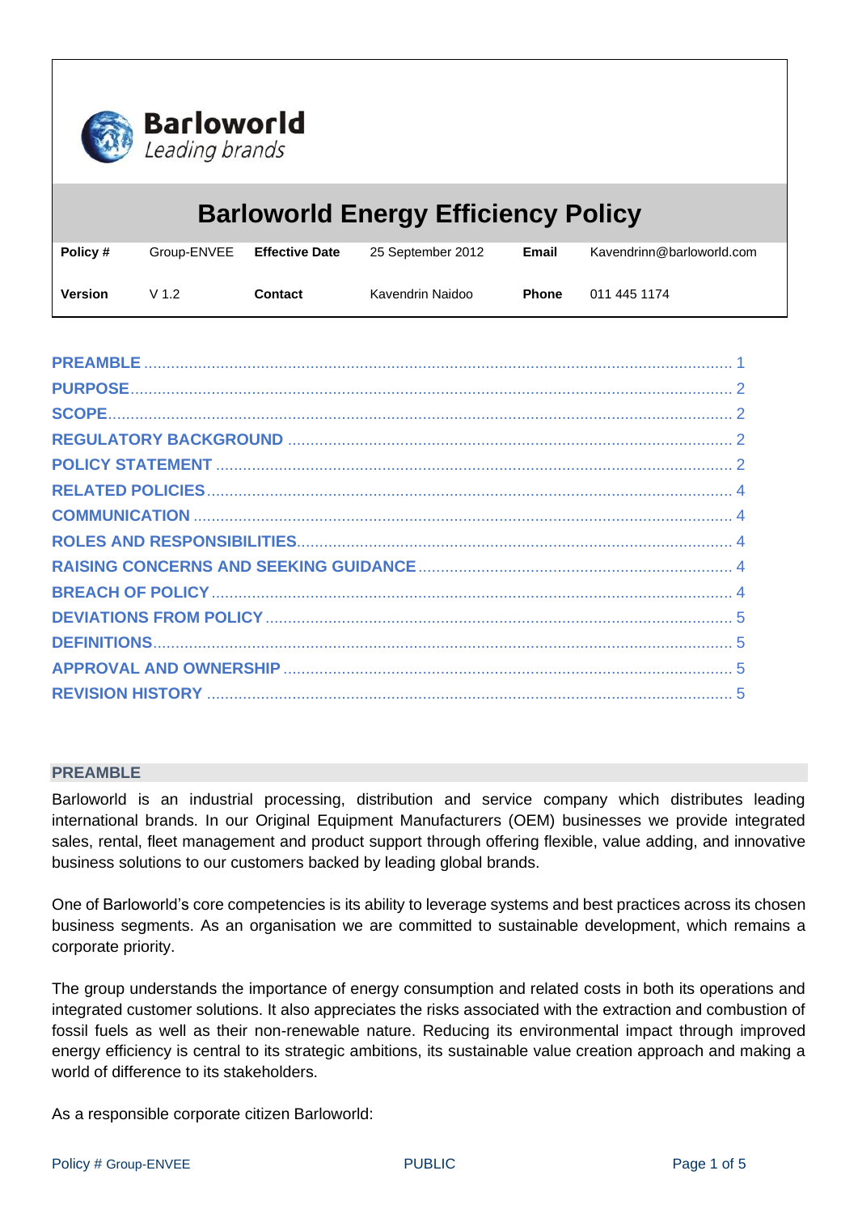Barloworld
*Leading brands*

# Barloworld Energy Efficiency Policy

| **Policy #** | Group-ENVEE | **Effective Date** | 25 September 2012 | **Email** | Kavendrinn@barloworld.com |
|---|---|---|---|---|---|
| **Version** | V 1.2 | **Contact** | Kavendrin Naidoo | **Phone** | 011 445 1174 |

PREAMBLE ..... 1
PURPOSE ..... 2
SCOPE ..... 2
REGULATORY BACKGROUND ..... 2
POLICY STATEMENT ..... 2
RELATED POLICIES ..... 4
COMMUNICATION ..... 4
ROLES AND RESPONSIBILITIES ..... 4
RAISING CONCERNS AND SEEKING GUIDANCE ..... 4
BREACH OF POLICY ..... 4
DEVIATIONS FROM POLICY ..... 5
DEFINITIONS ..... 5
APPROVAL AND OWNERSHIP ..... 5
REVISION HISTORY ..... 5

## PREAMBLE

Barloworld is an industrial processing, distribution and service company which distributes leading international brands. In our Original Equipment Manufacturers (OEM) businesses we provide integrated sales, rental, fleet management and product support through offering flexible, value adding, and innovative business solutions to our customers backed by leading global brands.

One of Barloworld's core competencies is its ability to leverage systems and best practices across its chosen business segments. As an organisation we are committed to sustainable development, which remains a corporate priority.

The group understands the importance of energy consumption and related costs in both its operations and integrated customer solutions. It also appreciates the risks associated with the extraction and combustion of fossil fuels as well as their non-renewable nature. Reducing its environmental impact through improved energy efficiency is central to its strategic ambitions, its sustainable value creation approach and making a world of difference to its stakeholders.

As a responsible corporate citizen Barloworld: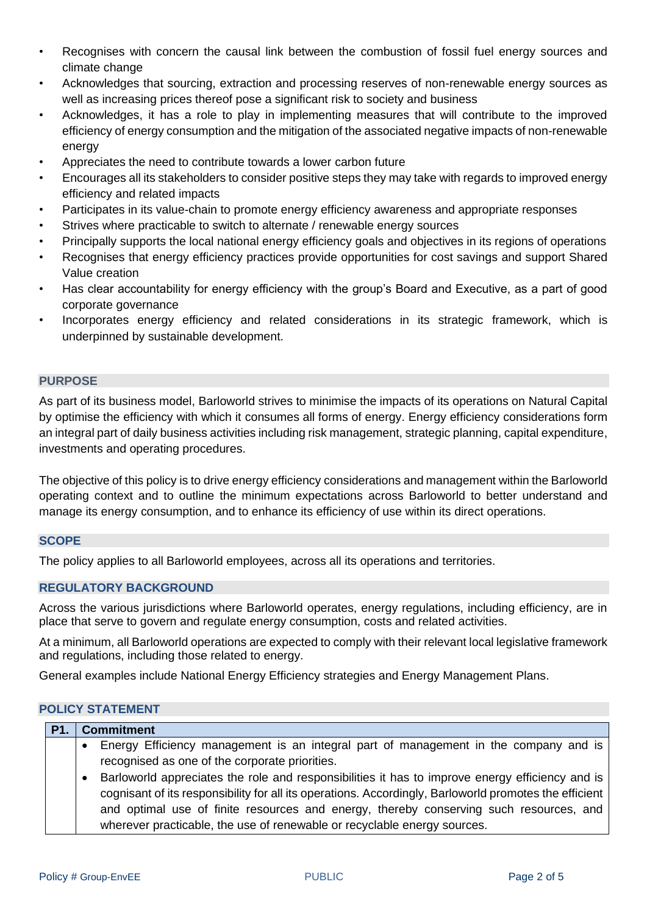- Recognises with concern the causal link between the combustion of fossil fuel energy sources and climate change
- Acknowledges that sourcing, extraction and processing reserves of non-renewable energy sources as well as increasing prices thereof pose a significant risk to society and business
- Acknowledges, it has a role to play in implementing measures that will contribute to the improved efficiency of energy consumption and the mitigation of the associated negative impacts of non-renewable energy
- Appreciates the need to contribute towards a lower carbon future
- Encourages all its stakeholders to consider positive steps they may take with regards to improved energy efficiency and related impacts
- Participates in its value-chain to promote energy efficiency awareness and appropriate responses
- Strives where practicable to switch to alternate / renewable energy sources
- Principally supports the local national energy efficiency goals and objectives in its regions of operations
- Recognises that energy efficiency practices provide opportunities for cost savings and support Shared Value creation
- Has clear accountability for energy efficiency with the group's Board and Executive, as a part of good corporate governance
- Incorporates energy efficiency and related considerations in its strategic framework, which is underpinned by sustainable development.

## PURPOSE

As part of its business model, Barloworld strives to minimise the impacts of its operations on Natural Capital by optimise the efficiency with which it consumes all forms of energy. Energy efficiency considerations form an integral part of daily business activities including risk management, strategic planning, capital expenditure, investments and operating procedures.

The objective of this policy is to drive energy efficiency considerations and management within the Barloworld operating context and to outline the minimum expectations across Barloworld to better understand and manage its energy consumption, and to enhance its efficiency of use within its direct operations.

## SCOPE

The policy applies to all Barloworld employees, across all its operations and territories.

## REGULATORY BACKGROUND

Across the various jurisdictions where Barloworld operates, energy regulations, including efficiency, are in place that serve to govern and regulate energy consumption, costs and related activities.

At a minimum, all Barloworld operations are expected to comply with their relevant local legislative framework and regulations, including those related to energy.

General examples include National Energy Efficiency strategies and Energy Management Plans.

## POLICY STATEMENT

| P1. | Commitment |
|---|---|
| | • Energy Efficiency management is an integral part of management in the company and is recognised as one of the corporate priorities.<br>• Barloworld appreciates the role and responsibilities it has to improve energy efficiency and is cognisant of its responsibility for all its operations. Accordingly, Barloworld promotes the efficient and optimal use of finite resources and energy, thereby conserving such resources, and wherever practicable, the use of renewable or recyclable energy sources. |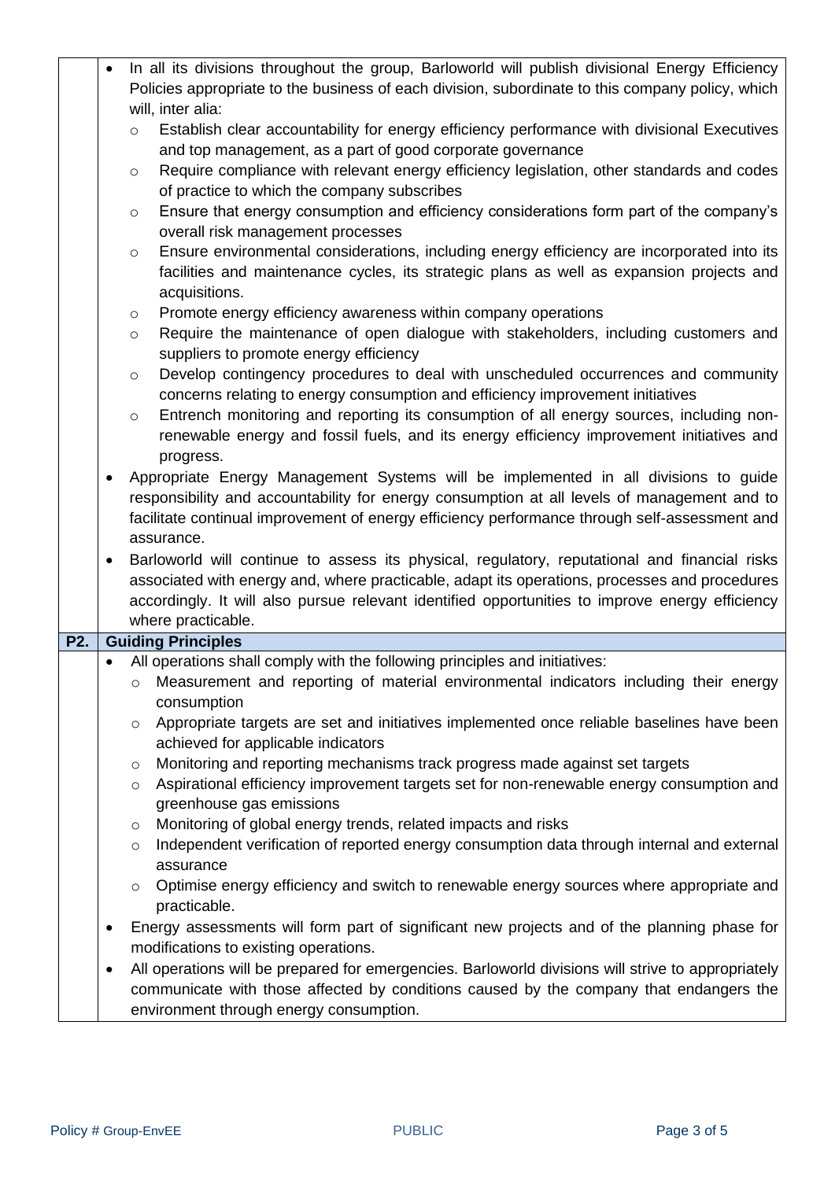- In all its divisions throughout the group, Barloworld will publish divisional Energy Efficiency Policies appropriate to the business of each division, subordinate to this company policy, which will, inter alia:
  - Establish clear accountability for energy efficiency performance with divisional Executives and top management, as a part of good corporate governance
  - Require compliance with relevant energy efficiency legislation, other standards and codes of practice to which the company subscribes
  - Ensure that energy consumption and efficiency considerations form part of the company's overall risk management processes
  - Ensure environmental considerations, including energy efficiency are incorporated into its facilities and maintenance cycles, its strategic plans as well as expansion projects and acquisitions.
  - Promote energy efficiency awareness within company operations
  - Require the maintenance of open dialogue with stakeholders, including customers and suppliers to promote energy efficiency
  - Develop contingency procedures to deal with unscheduled occurrences and community concerns relating to energy consumption and efficiency improvement initiatives
  - Entrench monitoring and reporting its consumption of all energy sources, including non-renewable energy and fossil fuels, and its energy efficiency improvement initiatives and progress.
- Appropriate Energy Management Systems will be implemented in all divisions to guide responsibility and accountability for energy consumption at all levels of management and to facilitate continual improvement of energy efficiency performance through self-assessment and assurance.
- Barloworld will continue to assess its physical, regulatory, reputational and financial risks associated with energy and, where practicable, adapt its operations, processes and procedures accordingly. It will also pursue relevant identified opportunities to improve energy efficiency where practicable.

## P2. Guiding Principles

- All operations shall comply with the following principles and initiatives:
  - Measurement and reporting of material environmental indicators including their energy consumption
  - Appropriate targets are set and initiatives implemented once reliable baselines have been achieved for applicable indicators
  - Monitoring and reporting mechanisms track progress made against set targets
  - Aspirational efficiency improvement targets set for non-renewable energy consumption and greenhouse gas emissions
  - Monitoring of global energy trends, related impacts and risks
  - Independent verification of reported energy consumption data through internal and external assurance
  - Optimise energy efficiency and switch to renewable energy sources where appropriate and practicable.
- Energy assessments will form part of significant new projects and of the planning phase for modifications to existing operations.
- All operations will be prepared for emergencies. Barloworld divisions will strive to appropriately communicate with those affected by conditions caused by the company that endangers the environment through energy consumption.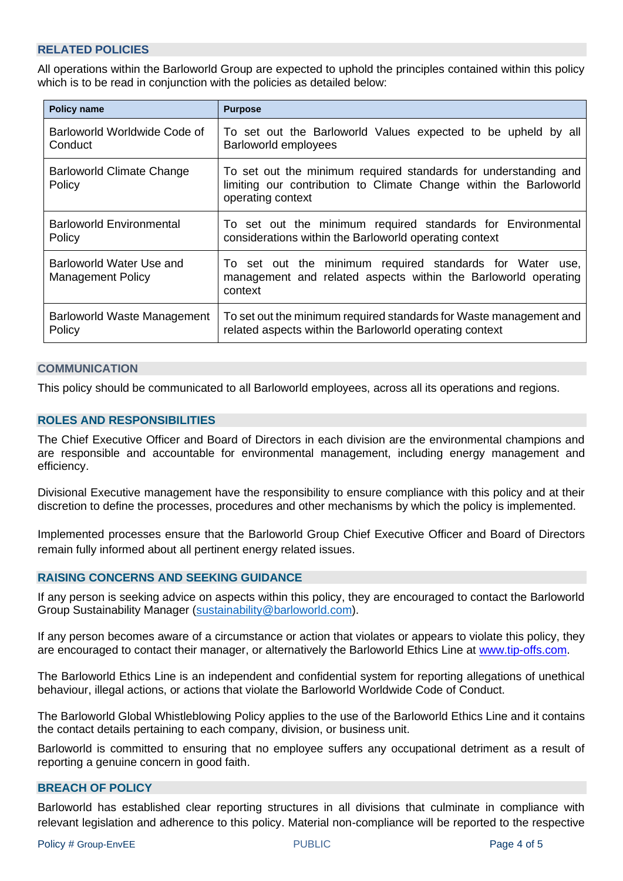## RELATED POLICIES

All operations within the Barloworld Group are expected to uphold the principles contained within this policy which is to be read in conjunction with the policies as detailed below:

| Policy name | Purpose |
|---|---|
| Barloworld Worldwide Code of Conduct | To set out the Barloworld Values expected to be upheld by all Barloworld employees |
| Barloworld Climate Change Policy | To set out the minimum required standards for understanding and limiting our contribution to Climate Change within the Barloworld operating context |
| Barloworld Environmental Policy | To set out the minimum required standards for Environmental considerations within the Barloworld operating context |
| Barloworld Water Use and Management Policy | To set out the minimum required standards for Water use, management and related aspects within the Barloworld operating context |
| Barloworld Waste Management Policy | To set out the minimum required standards for Waste management and related aspects within the Barloworld operating context |

## COMMUNICATION

This policy should be communicated to all Barloworld employees, across all its operations and regions.

## ROLES AND RESPONSIBILITIES

The Chief Executive Officer and Board of Directors in each division are the environmental champions and are responsible and accountable for environmental management, including energy management and efficiency.

Divisional Executive management have the responsibility to ensure compliance with this policy and at their discretion to define the processes, procedures and other mechanisms by which the policy is implemented.

Implemented processes ensure that the Barloworld Group Chief Executive Officer and Board of Directors remain fully informed about all pertinent energy related issues.

## RAISING CONCERNS AND SEEKING GUIDANCE

If any person is seeking advice on aspects within this policy, they are encouraged to contact the Barloworld Group Sustainability Manager (sustainability@barloworld.com).

If any person becomes aware of a circumstance or action that violates or appears to violate this policy, they are encouraged to contact their manager, or alternatively the Barloworld Ethics Line at www.tip-offs.com.

The Barloworld Ethics Line is an independent and confidential system for reporting allegations of unethical behaviour, illegal actions, or actions that violate the Barloworld Worldwide Code of Conduct.

The Barloworld Global Whistleblowing Policy applies to the use of the Barloworld Ethics Line and it contains the contact details pertaining to each company, division, or business unit.

Barloworld is committed to ensuring that no employee suffers any occupational detriment as a result of reporting a genuine concern in good faith.

## BREACH OF POLICY

Barloworld has established clear reporting structures in all divisions that culminate in compliance with relevant legislation and adherence to this policy. Material non-compliance will be reported to the respective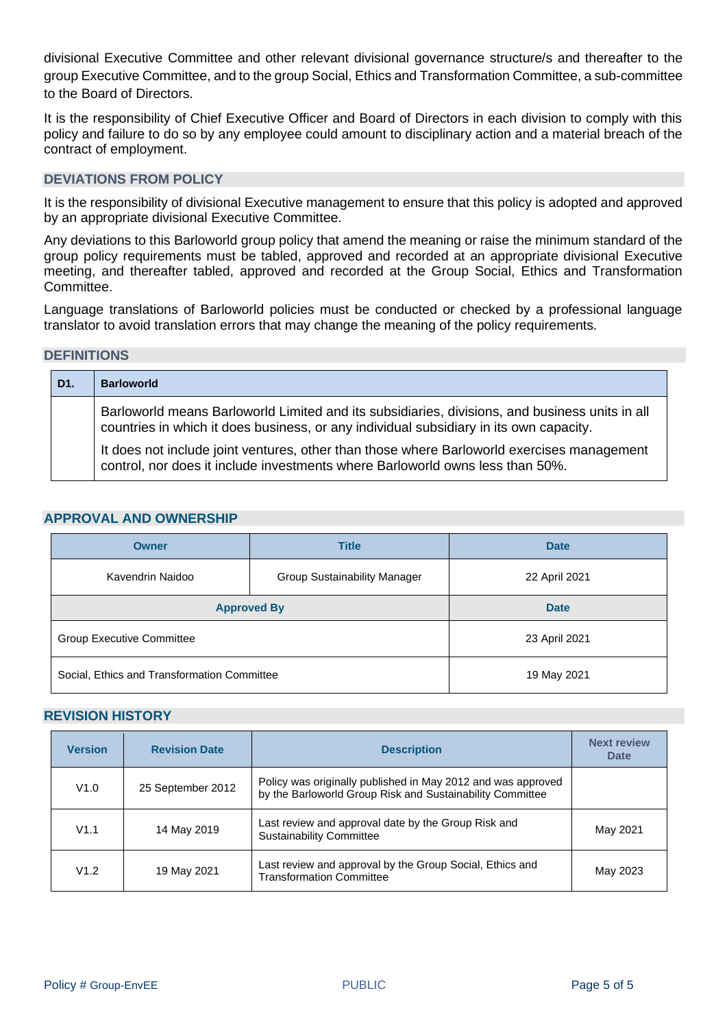divisional Executive Committee and other relevant divisional governance structure/s and thereafter to the group Executive Committee, and to the group Social, Ethics and Transformation Committee, a sub-committee to the Board of Directors.

It is the responsibility of Chief Executive Officer and Board of Directors in each division to comply with this policy and failure to do so by any employee could amount to disciplinary action and a material breach of the contract of employment.

## DEVIATIONS FROM POLICY

It is the responsibility of divisional Executive management to ensure that this policy is adopted and approved by an appropriate divisional Executive Committee.

Any deviations to this Barloworld group policy that amend the meaning or raise the minimum standard of the group policy requirements must be tabled, approved and recorded at an appropriate divisional Executive meeting, and thereafter tabled, approved and recorded at the Group Social, Ethics and Transformation Committee.

Language translations of Barloworld policies must be conducted or checked by a professional language translator to avoid translation errors that may change the meaning of the policy requirements.

## DEFINITIONS

| D1. | Barloworld |
|---|---|
| | Barloworld means Barloworld Limited and its subsidiaries, divisions, and business units in all countries in which it does business, or any individual subsidiary in its own capacity.<br><br>It does not include joint ventures, other than those where Barloworld exercises management control, nor does it include investments where Barloworld owns less than 50%. |

## APPROVAL AND OWNERSHIP

| Owner | Title | Date |
|---|---|---|
| Kavendrin Naidoo | Group Sustainability Manager | 22 April 2021 |
| **Approved By** | | **Date** |
| Group Executive Committee | | 23 April 2021 |
| Social, Ethics and Transformation Committee | | 19 May 2021 |

## REVISION HISTORY

| Version | Revision Date | Description | Next review Date |
|---|---|---|---|
| V1.0 | 25 September 2012 | Policy was originally published in May 2012 and was approved by the Barloworld Group Risk and Sustainability Committee | |
| V1.1 | 14 May 2019 | Last review and approval date by the Group Risk and Sustainability Committee | May 2021 |
| V1.2 | 19 May 2021 | Last review and approval by the Group Social, Ethics and Transformation Committee | May 2023 |